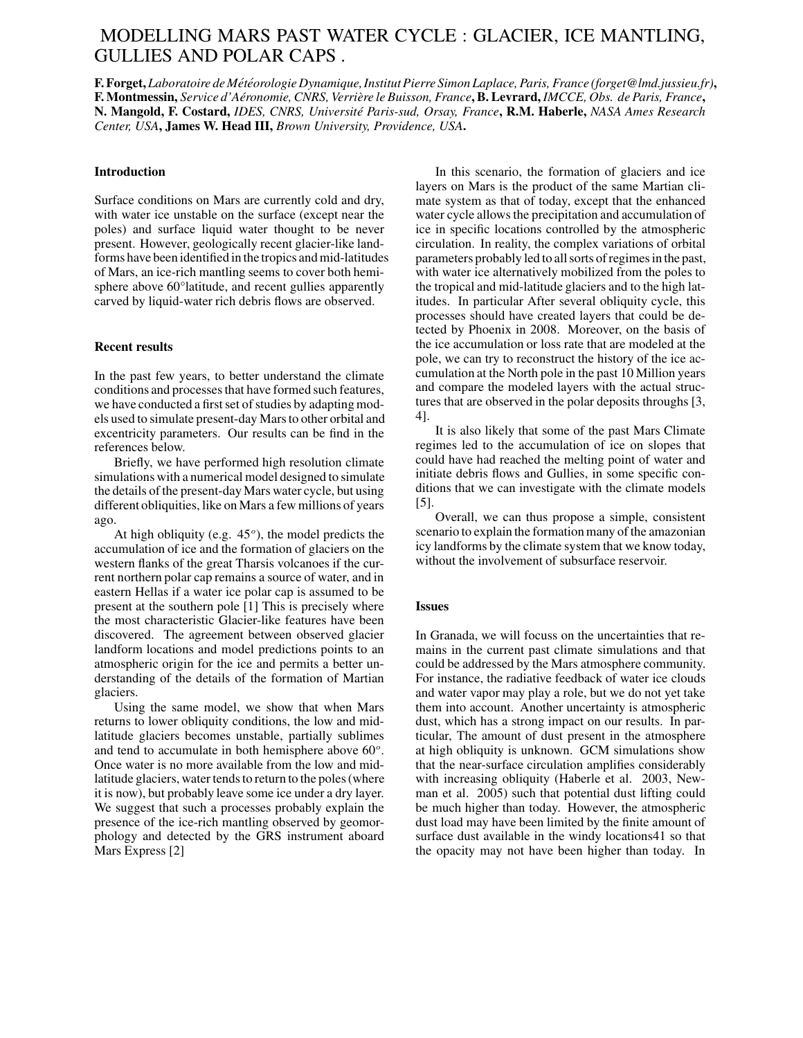# MODELLING MARS PAST WATER CYCLE : GLACIER, ICE MANTLING, GULLIES AND POLAR CAPS .

**F. Forget,** *Laboratoire de Météorologie Dynamique, Institut Pierre Simon Laplace, Paris, France (forget@lmd.jussieu.fr)*, **F. Montmessin,** *Service d'Aéronomie, CNRS, Verrière le Buisson, France*, **B. Levrard,** *IMCCE, Obs. de Paris, France*, **N. Mangold, F. Costard,** *IDES, CNRS, Université Paris-sud, Orsay, France*, **R.M. Haberle,** *NASA Ames Research Center, USA*, **James W. Head III,** *Brown University, Providence, USA*.

### Introduction

Surface conditions on Mars are currently cold and dry, with water ice unstable on the surface (except near the poles) and surface liquid water thought to be never present. However, geologically recent glacier-like landforms have been identified in the tropics and mid-latitudes of Mars, an ice-rich mantling seems to cover both hemisphere above 60°latitude, and recent gullies apparently carved by liquid-water rich debris flows are observed.

### Recent results

In the past few years, to better understand the climate conditions and processes that have formed such features, we have conducted a first set of studies by adapting models used to simulate present-day Mars to other orbital and excentricity parameters. Our results can be find in the references below.

Briefly, we have performed high resolution climate simulations with a numerical model designed to simulate the details of the present-day Mars water cycle, but using different obliquities, like on Mars a few millions of years ago.

At high obliquity (e.g. 45$^o$), the model predicts the accumulation of ice and the formation of glaciers on the western flanks of the great Tharsis volcanoes if the current northern polar cap remains a source of water, and in eastern Hellas if a water ice polar cap is assumed to be present at the southern pole [1] This is precisely where the most characteristic Glacier-like features have been discovered. The agreement between observed glacier landform locations and model predictions points to an atmospheric origin for the ice and permits a better understanding of the details of the formation of Martian glaciers.

Using the same model, we show that when Mars returns to lower obliquity conditions, the low and mid-latitude glaciers becomes unstable, partially sublimes and tend to accumulate in both hemisphere above 60$^o$. Once water is no more available from the low and mid-latitude glaciers, water tends to return to the poles (where it is now), but probably leave some ice under a dry layer. We suggest that such a processes probably explain the presence of the ice-rich mantling observed by geomorphology and detected by the GRS instrument aboard Mars Express [2]

In this scenario, the formation of glaciers and ice layers on Mars is the product of the same Martian climate system as that of today, except that the enhanced water cycle allows the precipitation and accumulation of ice in specific locations controlled by the atmospheric circulation. In reality, the complex variations of orbital parameters probably led to all sorts of regimes in the past, with water ice alternatively mobilized from the poles to the tropical and mid-latitude glaciers and to the high latitudes. In particular After several obliquity cycle, this processes should have created layers that could be detected by Phoenix in 2008. Moreover, on the basis of the ice accumulation or loss rate that are modeled at the pole, we can try to reconstruct the history of the ice accumulation at the North pole in the past 10 Million years and compare the modeled layers with the actual structures that are observed in the polar deposits throughs [3, 4].

It is also likely that some of the past Mars Climate regimes led to the accumulation of ice on slopes that could have had reached the melting point of water and initiate debris flows and Gullies, in some specific conditions that we can investigate with the climate models [5].

Overall, we can thus propose a simple, consistent scenario to explain the formation many of the amazonian icy landforms by the climate system that we know today, without the involvement of subsurface reservoir.

### Issues

In Granada, we will focuss on the uncertainties that remains in the current past climate simulations and that could be addressed by the Mars atmosphere community. For instance, the radiative feedback of water ice clouds and water vapor may play a role, but we do not yet take them into account. Another uncertainty is atmospheric dust, which has a strong impact on our results. In particular, The amount of dust present in the atmosphere at high obliquity is unknown. GCM simulations show that the near-surface circulation amplifies considerably with increasing obliquity (Haberle et al. 2003, Newman et al. 2005) such that potential dust lifting could be much higher than today. However, the atmospheric dust load may have been limited by the finite amount of surface dust available in the windy locations41 so that the opacity may not have been higher than today. In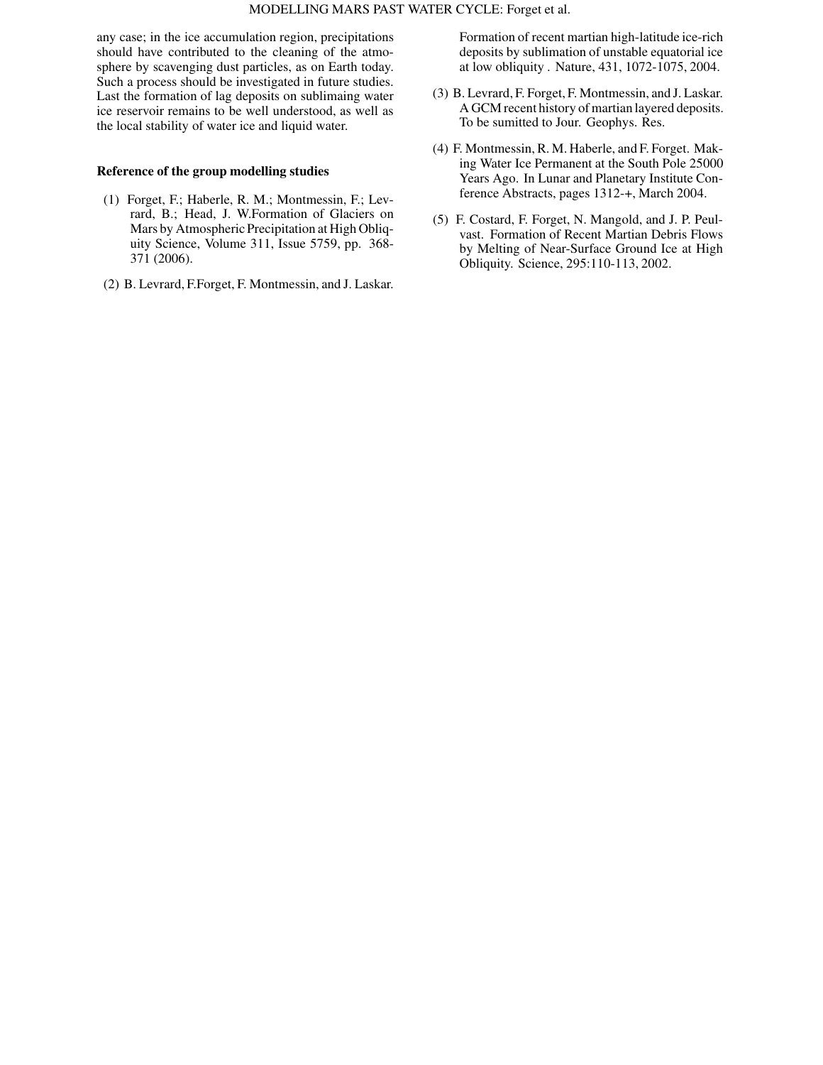any case; in the ice accumulation region, precipitations should have contributed to the cleaning of the atmosphere by scavenging dust particles, as on Earth today. Such a process should be investigated in future studies. Last the formation of lag deposits on sublimaing water ice reservoir remains to be well understood, as well as the local stability of water ice and liquid water.

**Reference of the group modelling studies**

(1) Forget, F.; Haberle, R. M.; Montmessin, F.; Levrard, B.; Head, J. W.Formation of Glaciers on Mars by Atmospheric Precipitation at High Obliquity Science, Volume 311, Issue 5759, pp. 368-371 (2006).

(2) B. Levrard, F.Forget, F. Montmessin, and J. Laskar. Formation of recent martian high-latitude ice-rich deposits by sublimation of unstable equatorial ice at low obliquity . Nature, 431, 1072-1075, 2004.

(3) B. Levrard, F. Forget, F. Montmessin, and J. Laskar. A GCM recent history of martian layered deposits. To be sumitted to Jour. Geophys. Res.

(4) F. Montmessin, R. M. Haberle, and F. Forget. Making Water Ice Permanent at the South Pole 25000 Years Ago. In Lunar and Planetary Institute Conference Abstracts, pages 1312-+, March 2004.

(5) F. Costard, F. Forget, N. Mangold, and J. P. Peulvast. Formation of Recent Martian Debris Flows by Melting of Near-Surface Ground Ice at High Obliquity. Science, 295:110-113, 2002.